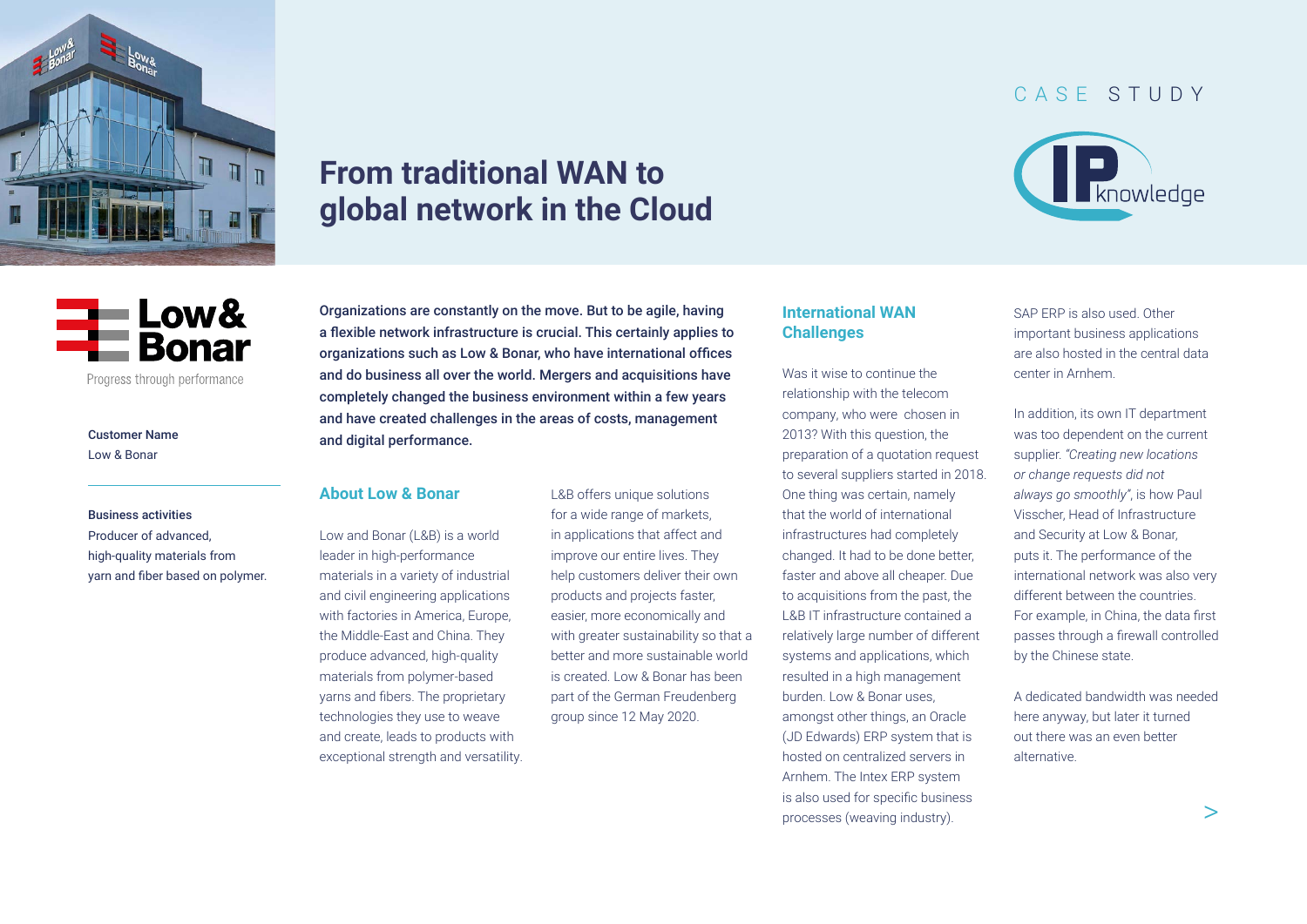CASE STUDY

# From traditional WAN to global network in the Cloud

Low & Bonar

Progress through performance

**Customer Name**
Low & Bonar

**Business activities**
Producer of advanced, high-quality materials from yarn and fiber based on polymer.

**Organizations are constantly on the move. But to be agile, having a flexible network infrastructure is crucial. This certainly applies to organizations such as Low & Bonar, who have international offices and do business all over the world. Mergers and acquisitions have completely changed the business environment within a few years and have created challenges in the areas of costs, management and digital performance.**

## About Low & Bonar

Low and Bonar (L&B) is a world leader in high-performance materials in a variety of industrial and civil engineering applications with factories in America, Europe, the Middle-East and China. They produce advanced, high-quality materials from polymer-based yarns and fibers. The proprietary technologies they use to weave and create, leads to products with exceptional strength and versatility.

L&B offers unique solutions for a wide range of markets, in applications that affect and improve our entire lives. They help customers deliver their own products and projects faster, easier, more economically and with greater sustainability so that a better and more sustainable world is created. Low & Bonar has been part of the German Freudenberg group since 12 May 2020.

## International WAN Challenges

Was it wise to continue the relationship with the telecom company, who were chosen in 2013? With this question, the preparation of a quotation request to several suppliers started in 2018. One thing was certain, namely that the world of international infrastructures had completely changed. It had to be done better, faster and above all cheaper. Due to acquisitions from the past, the L&B IT infrastructure contained a relatively large number of different systems and applications, which resulted in a high management burden. Low & Bonar uses, amongst other things, an Oracle (JD Edwards) ERP system that is hosted on centralized servers in Arnhem. The Intex ERP system is also used for specific business processes (weaving industry). SAP ERP is also used. Other important business applications are also hosted in the central data center in Arnhem.

In addition, its own IT department was too dependent on the current supplier. *"Creating new locations or change requests did not always go smoothly"*, is how Paul Visscher, Head of Infrastructure and Security at Low & Bonar, puts it. The performance of the international network was also very different between the countries. For example, in China, the data first passes through a firewall controlled by the Chinese state.

A dedicated bandwidth was needed here anyway, but later it turned out there was an even better alternative.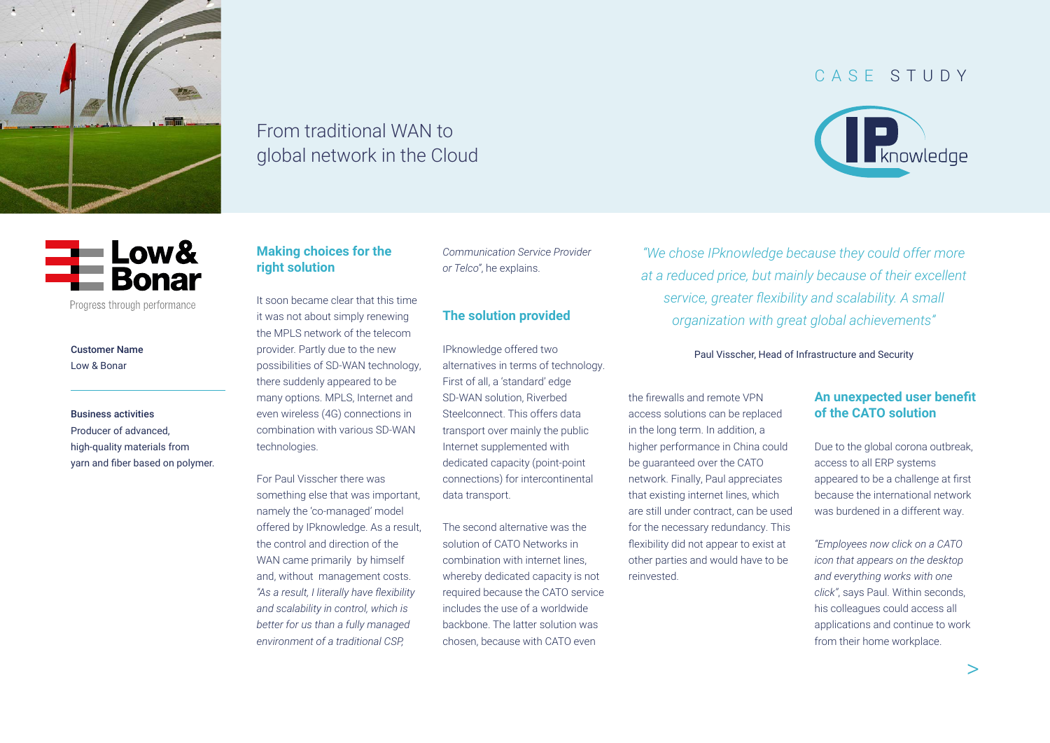From traditional WAN to global network in the Cloud

CASE STUDY

IPknowledge

Low & Bonar

Progress through performance

**Customer Name**
Low & Bonar

**Business activities**
Producer of advanced, high-quality materials from yarn and fiber based on polymer.

## Making choices for the right solution

It soon became clear that this time it was not about simply renewing the MPLS network of the telecom provider. Partly due to the new possibilities of SD-WAN technology, there suddenly appeared to be many options. MPLS, Internet and even wireless (4G) connections in combination with various SD-WAN technologies.

For Paul Visscher there was something else that was important, namely the 'co-managed' model offered by IPknowledge. As a result, the control and direction of the WAN came primarily by himself and, without management costs. *"As a result, I literally have flexibility and scalability in control, which is better for us than a fully managed environment of a traditional CSP, Communication Service Provider or Telco"*, he explains.

## The solution provided

IPknowledge offered two alternatives in terms of technology. First of all, a 'standard' edge SD-WAN solution, Riverbed Steelconnect. This offers data transport over mainly the public Internet supplemented with dedicated capacity (point-point connections) for intercontinental data transport.

The second alternative was the solution of CATO Networks in combination with internet lines, whereby dedicated capacity is not required because the CATO service includes the use of a worldwide backbone. The latter solution was chosen, because with CATO even the firewalls and remote VPN access solutions can be replaced in the long term. In addition, a higher performance in China could be guaranteed over the CATO network. Finally, Paul appreciates that existing internet lines, which are still under contract, can be used for the necessary redundancy. This flexibility did not appear to exist at other parties and would have to be reinvested.

*"We chose IPknowledge because they could offer more at a reduced price, but mainly because of their excellent service, greater flexibility and scalability. A small organization with great global achievements"*

Paul Visscher, Head of Infrastructure and Security

## An unexpected user benefit of the CATO solution

Due to the global corona outbreak, access to all ERP systems appeared to be a challenge at first because the international network was burdened in a different way.

*"Employees now click on a CATO icon that appears on the desktop and everything works with one click"*, says Paul. Within seconds, his colleagues could access all applications and continue to work from their home workplace.

>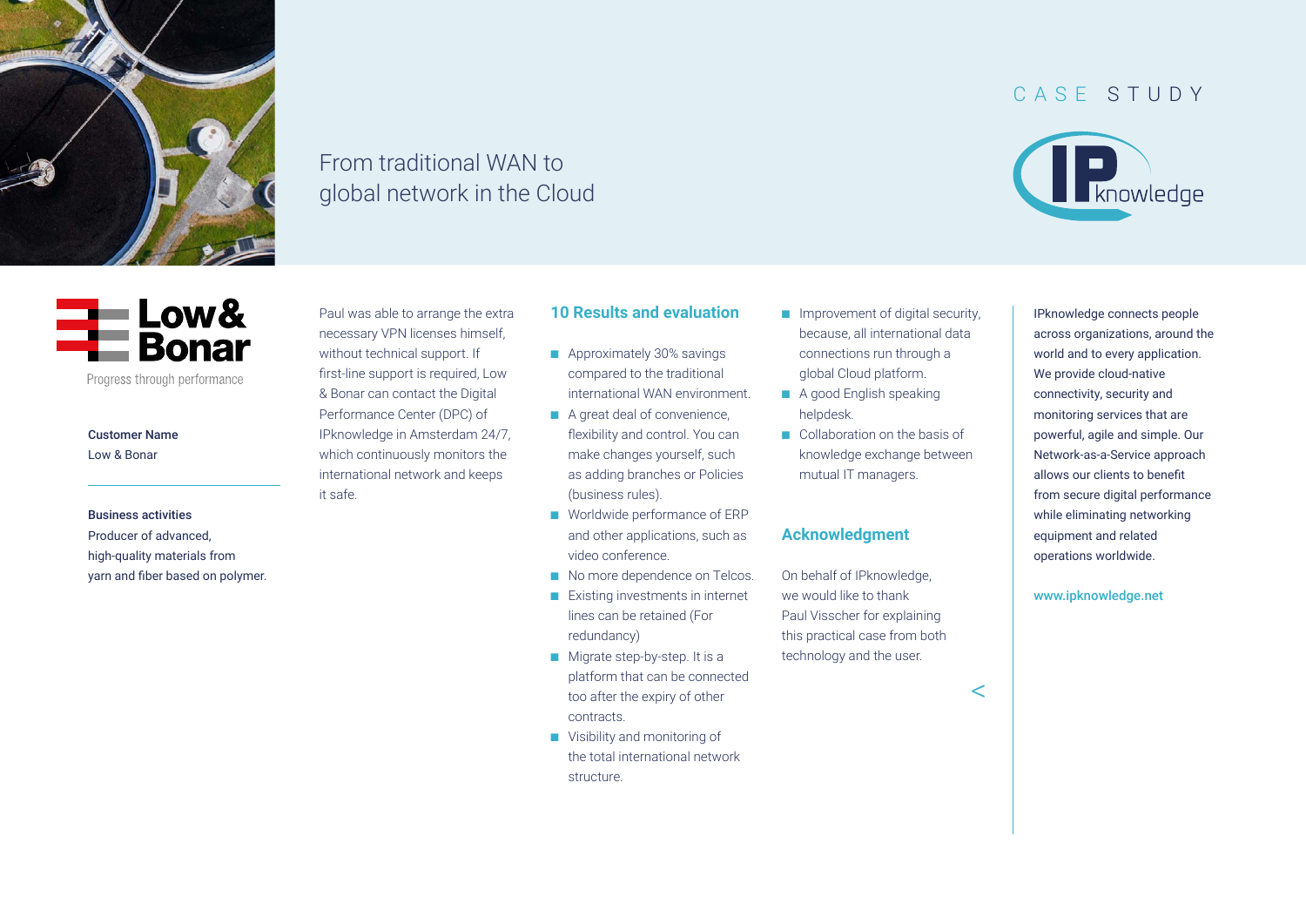From traditional WAN to global network in the Cloud

CASE STUDY

Low & Bonar

Progress through performance

**Customer Name**
Low & Bonar

**Business activities**
Producer of advanced, high-quality materials from yarn and fiber based on polymer.

Paul was able to arrange the extra necessary VPN licenses himself, without technical support. If first-line support is required, Low & Bonar can contact the Digital Performance Center (DPC) of IPknowledge in Amsterdam 24/7, which continuously monitors the international network and keeps it safe.

## 10 Results and evaluation

- Approximately 30% savings compared to the traditional international WAN environment.
- A great deal of convenience, flexibility and control. You can make changes yourself, such as adding branches or Policies (business rules).
- Worldwide performance of ERP and other applications, such as video conference.
- No more dependence on Telcos.
- Existing investments in internet lines can be retained (For redundancy)
- Migrate step-by-step. It is a platform that can be connected too after the expiry of other contracts.
- Visibility and monitoring of the total international network structure.
- Improvement of digital security, because, all international data connections run through a global Cloud platform.
- A good English speaking helpdesk.
- Collaboration on the basis of knowledge exchange between mutual IT managers.

## Acknowledgment

On behalf of IPknowledge, we would like to thank Paul Visscher for explaining this practical case from both technology and the user.

IPknowledge connects people across organizations, around the world and to every application. We provide cloud-native connectivity, security and monitoring services that are powerful, agile and simple. Our Network-as-a-Service approach allows our clients to benefit from secure digital performance while eliminating networking equipment and related operations worldwide.

www.ipknowledge.net